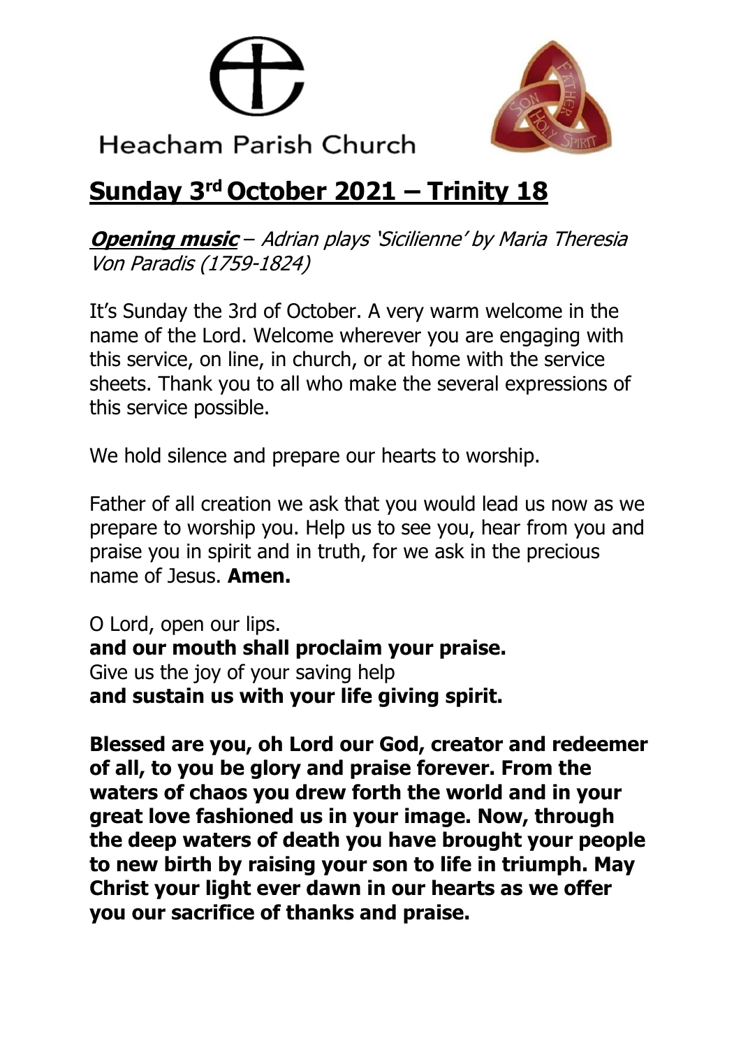Heacham Parish Church

# Sunday 3rd October 2021 – Trinity 18

***Opening music*** – *Adrian plays 'Sicilienne' by Maria Theresia Von Paradis (1759-1824)*

It's Sunday the 3rd of October. A very warm welcome in the name of the Lord. Welcome wherever you are engaging with this service, on line, in church, or at home with the service sheets. Thank you to all who make the several expressions of this service possible.

We hold silence and prepare our hearts to worship.

Father of all creation we ask that you would lead us now as we prepare to worship you. Help us to see you, hear from you and praise you in spirit and in truth, for we ask in the precious name of Jesus. **Amen.**

O Lord, open our lips.
**and our mouth shall proclaim your praise.**
Give us the joy of your saving help
**and sustain us with your life giving spirit.**

**Blessed are you, oh Lord our God, creator and redeemer of all, to you be glory and praise forever. From the waters of chaos you drew forth the world and in your great love fashioned us in your image. Now, through the deep waters of death you have brought your people to new birth by raising your son to life in triumph. May Christ your light ever dawn in our hearts as we offer you our sacrifice of thanks and praise.**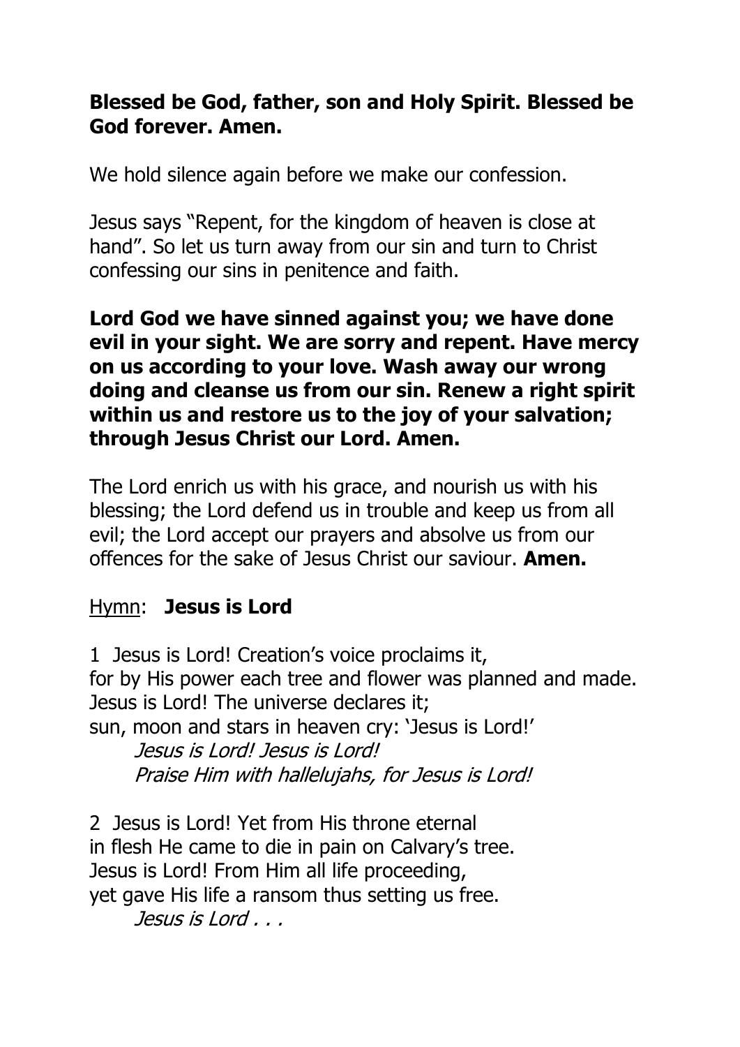**Blessed be God, father, son and Holy Spirit. Blessed be God forever. Amen.**

We hold silence again before we make our confession.

Jesus says "Repent, for the kingdom of heaven is close at hand". So let us turn away from our sin and turn to Christ confessing our sins in penitence and faith.

**Lord God we have sinned against you; we have done evil in your sight. We are sorry and repent. Have mercy on us according to your love. Wash away our wrong doing and cleanse us from our sin. Renew a right spirit within us and restore us to the joy of your salvation; through Jesus Christ our Lord. Amen.**

The Lord enrich us with his grace, and nourish us with his blessing; the Lord defend us in trouble and keep us from all evil; the Lord accept our prayers and absolve us from our offences for the sake of Jesus Christ our saviour. **Amen.**

Hymn: **Jesus is Lord**

1 Jesus is Lord! Creation's voice proclaims it,
for by His power each tree and flower was planned and made.
Jesus is Lord! The universe declares it;
sun, moon and stars in heaven cry: 'Jesus is Lord!'
*Jesus is Lord! Jesus is Lord!*
*Praise Him with hallelujahs, for Jesus is Lord!*

2 Jesus is Lord! Yet from His throne eternal
in flesh He came to die in pain on Calvary's tree.
Jesus is Lord! From Him all life proceeding,
yet gave His life a ransom thus setting us free.
*Jesus is Lord . . .*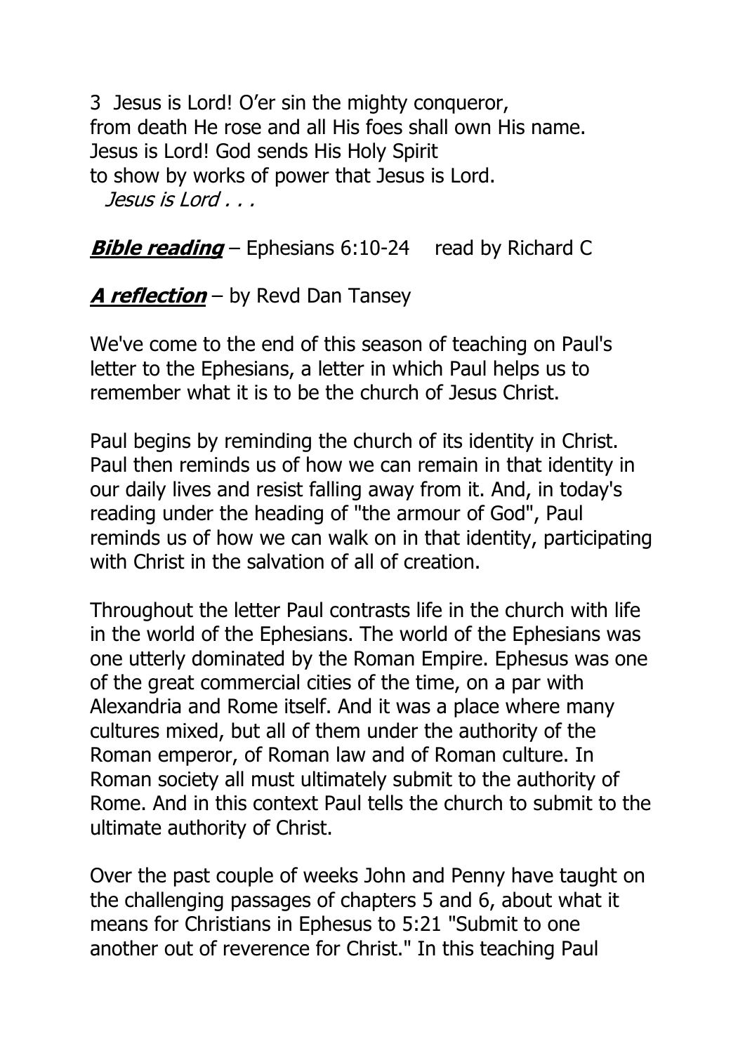3 Jesus is Lord! O'er sin the mighty conqueror,
from death He rose and all His foes shall own His name.
Jesus is Lord! God sends His Holy Spirit
to show by works of power that Jesus is Lord.
*Jesus is Lord . . .*

***Bible reading*** – Ephesians 6:10-24 read by Richard C

***A reflection*** – by Revd Dan Tansey

We've come to the end of this season of teaching on Paul's letter to the Ephesians, a letter in which Paul helps us to remember what it is to be the church of Jesus Christ.

Paul begins by reminding the church of its identity in Christ. Paul then reminds us of how we can remain in that identity in our daily lives and resist falling away from it. And, in today's reading under the heading of "the armour of God", Paul reminds us of how we can walk on in that identity, participating with Christ in the salvation of all of creation.

Throughout the letter Paul contrasts life in the church with life in the world of the Ephesians. The world of the Ephesians was one utterly dominated by the Roman Empire. Ephesus was one of the great commercial cities of the time, on a par with Alexandria and Rome itself. And it was a place where many cultures mixed, but all of them under the authority of the Roman emperor, of Roman law and of Roman culture. In Roman society all must ultimately submit to the authority of Rome. And in this context Paul tells the church to submit to the ultimate authority of Christ.

Over the past couple of weeks John and Penny have taught on the challenging passages of chapters 5 and 6, about what it means for Christians in Ephesus to 5:21 "Submit to one another out of reverence for Christ." In this teaching Paul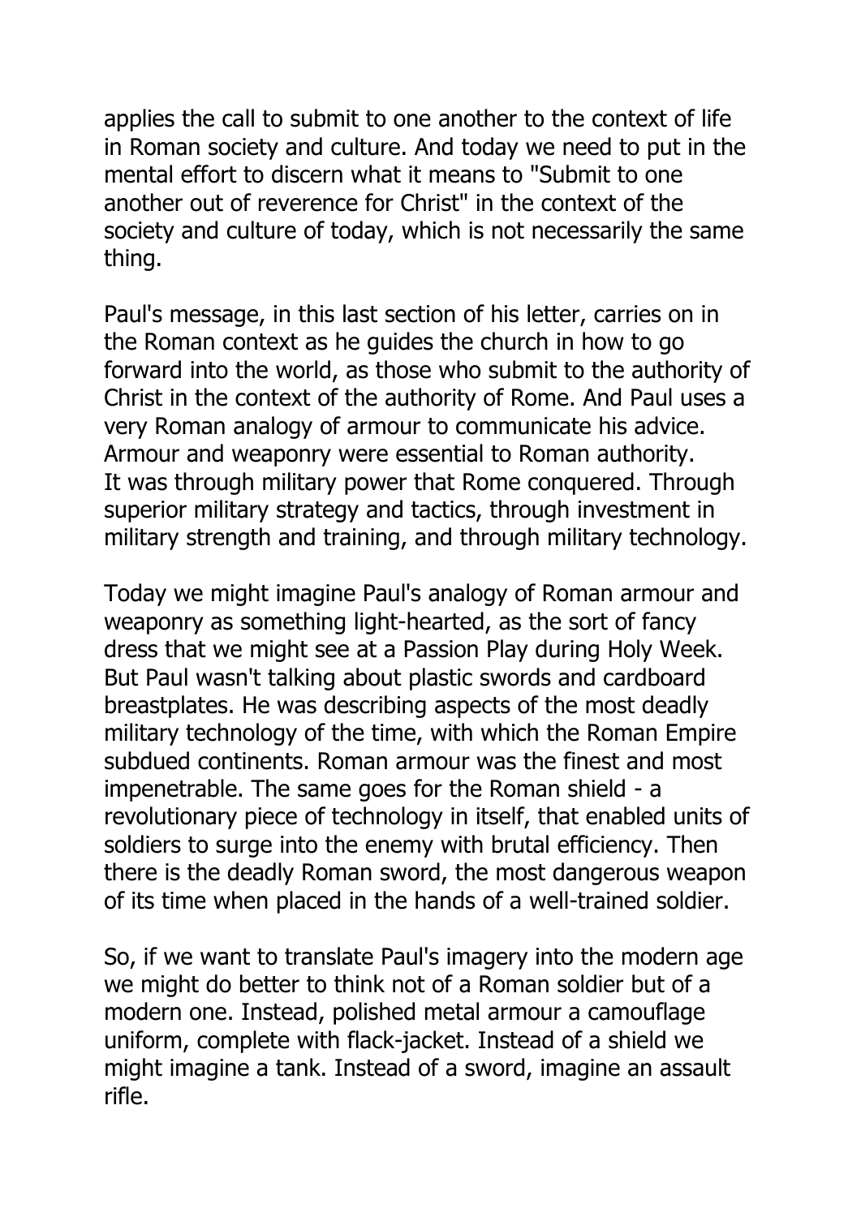applies the call to submit to one another to the context of life in Roman society and culture. And today we need to put in the mental effort to discern what it means to "Submit to one another out of reverence for Christ" in the context of the society and culture of today, which is not necessarily the same thing.

Paul's message, in this last section of his letter, carries on in the Roman context as he guides the church in how to go forward into the world, as those who submit to the authority of Christ in the context of the authority of Rome. And Paul uses a very Roman analogy of armour to communicate his advice. Armour and weaponry were essential to Roman authority. It was through military power that Rome conquered. Through superior military strategy and tactics, through investment in military strength and training, and through military technology.

Today we might imagine Paul's analogy of Roman armour and weaponry as something light-hearted, as the sort of fancy dress that we might see at a Passion Play during Holy Week. But Paul wasn't talking about plastic swords and cardboard breastplates. He was describing aspects of the most deadly military technology of the time, with which the Roman Empire subdued continents. Roman armour was the finest and most impenetrable. The same goes for the Roman shield - a revolutionary piece of technology in itself, that enabled units of soldiers to surge into the enemy with brutal efficiency. Then there is the deadly Roman sword, the most dangerous weapon of its time when placed in the hands of a well-trained soldier.

So, if we want to translate Paul's imagery into the modern age we might do better to think not of a Roman soldier but of a modern one. Instead, polished metal armour a camouflage uniform, complete with flack-jacket. Instead of a shield we might imagine a tank. Instead of a sword, imagine an assault rifle.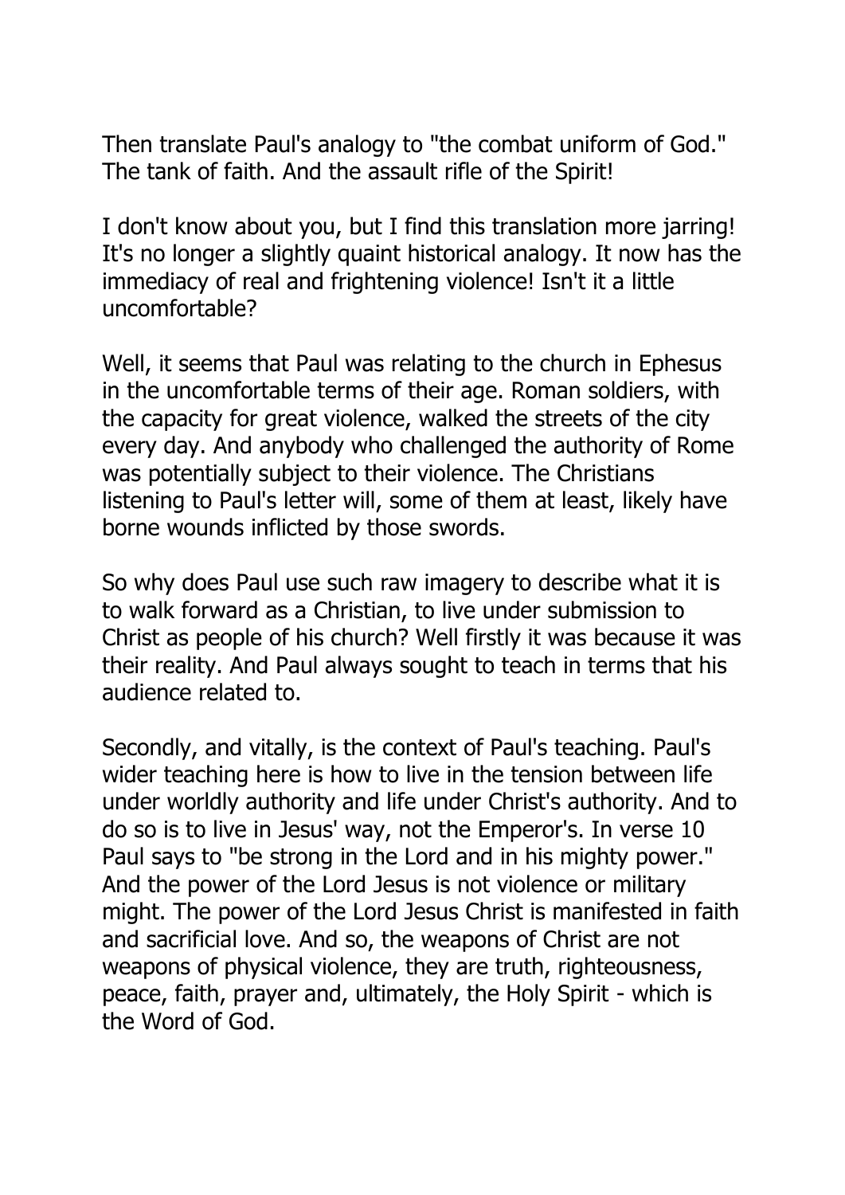Then translate Paul's analogy to "the combat uniform of God." The tank of faith. And the assault rifle of the Spirit!

I don't know about you, but I find this translation more jarring! It's no longer a slightly quaint historical analogy. It now has the immediacy of real and frightening violence! Isn't it a little uncomfortable?

Well, it seems that Paul was relating to the church in Ephesus in the uncomfortable terms of their age. Roman soldiers, with the capacity for great violence, walked the streets of the city every day. And anybody who challenged the authority of Rome was potentially subject to their violence. The Christians listening to Paul's letter will, some of them at least, likely have borne wounds inflicted by those swords.

So why does Paul use such raw imagery to describe what it is to walk forward as a Christian, to live under submission to Christ as people of his church? Well firstly it was because it was their reality. And Paul always sought to teach in terms that his audience related to.

Secondly, and vitally, is the context of Paul's teaching. Paul's wider teaching here is how to live in the tension between life under worldly authority and life under Christ's authority. And to do so is to live in Jesus' way, not the Emperor's. In verse 10 Paul says to "be strong in the Lord and in his mighty power." And the power of the Lord Jesus is not violence or military might. The power of the Lord Jesus Christ is manifested in faith and sacrificial love. And so, the weapons of Christ are not weapons of physical violence, they are truth, righteousness, peace, faith, prayer and, ultimately, the Holy Spirit - which is the Word of God.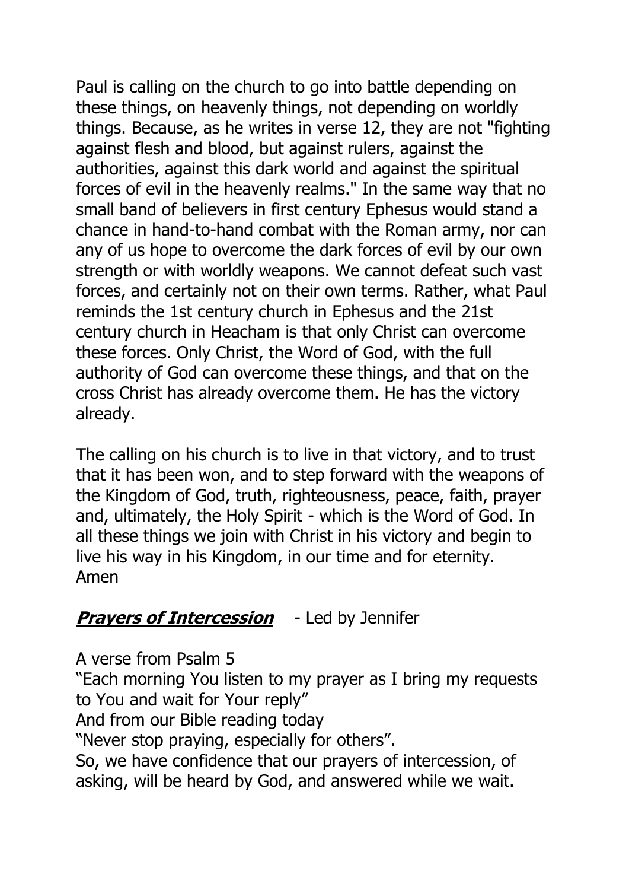Paul is calling on the church to go into battle depending on these things, on heavenly things, not depending on worldly things. Because, as he writes in verse 12, they are not "fighting against flesh and blood, but against rulers, against the authorities, against this dark world and against the spiritual forces of evil in the heavenly realms." In the same way that no small band of believers in first century Ephesus would stand a chance in hand-to-hand combat with the Roman army, nor can any of us hope to overcome the dark forces of evil by our own strength or with worldly weapons. We cannot defeat such vast forces, and certainly not on their own terms. Rather, what Paul reminds the 1st century church in Ephesus and the 21st century church in Heacham is that only Christ can overcome these forces. Only Christ, the Word of God, with the full authority of God can overcome these things, and that on the cross Christ has already overcome them. He has the victory already.

The calling on his church is to live in that victory, and to trust that it has been won, and to step forward with the weapons of the Kingdom of God, truth, righteousness, peace, faith, prayer and, ultimately, the Holy Spirit - which is the Word of God. In all these things we join with Christ in his victory and begin to live his way in his Kingdom, in our time and for eternity.
Amen

***Prayers of Intercession*** - Led by Jennifer

A verse from Psalm 5
"Each morning You listen to my prayer as I bring my requests to You and wait for Your reply"
And from our Bible reading today
"Never stop praying, especially for others".
So, we have confidence that our prayers of intercession, of asking, will be heard by God, and answered while we wait.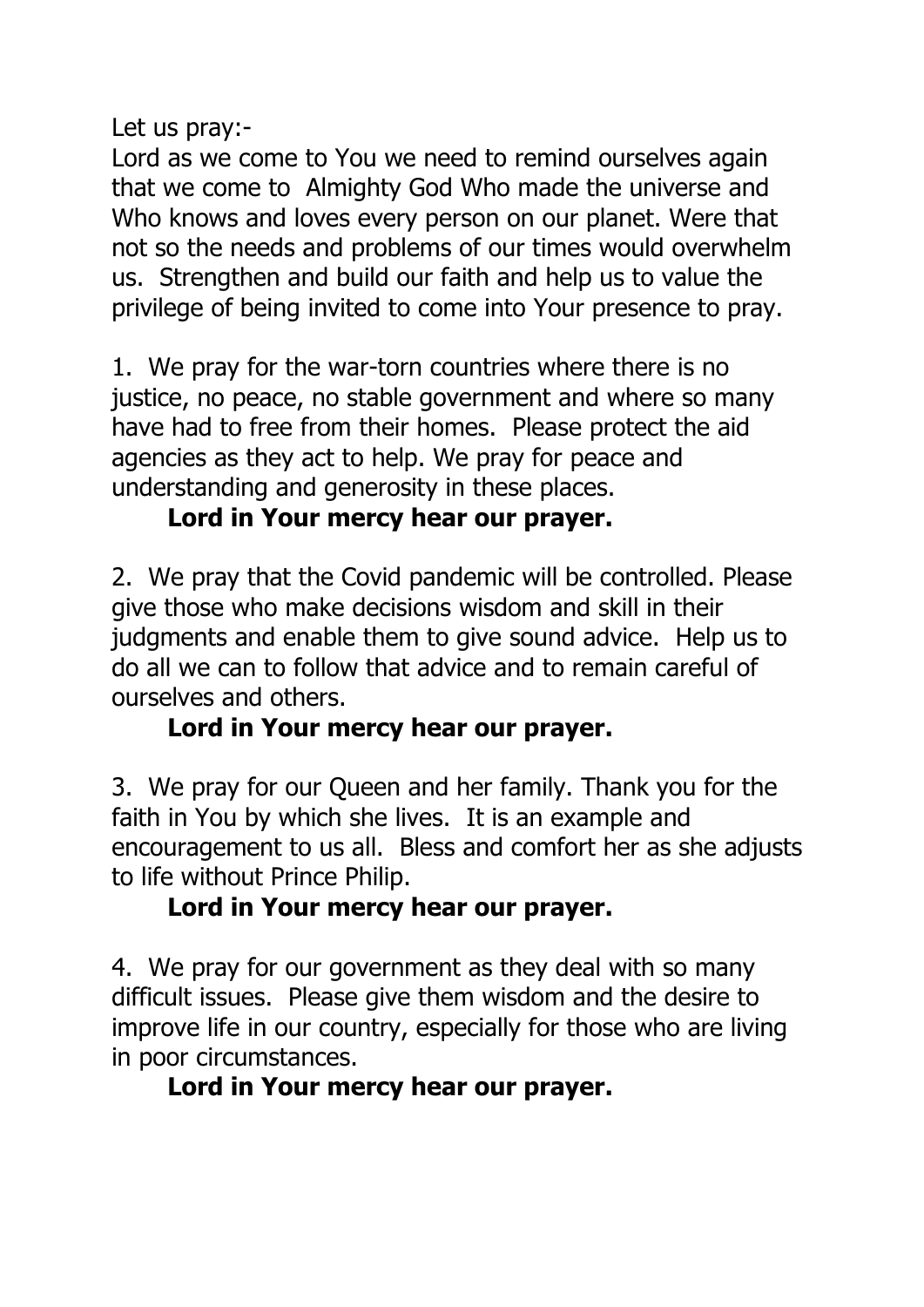Let us pray:-

Lord as we come to You we need to remind ourselves again that we come to Almighty God Who made the universe and Who knows and loves every person on our planet. Were that not so the needs and problems of our times would overwhelm us. Strengthen and build our faith and help us to value the privilege of being invited to come into Your presence to pray.

1. We pray for the war-torn countries where there is no justice, no peace, no stable government and where so many have had to free from their homes. Please protect the aid agencies as they act to help. We pray for peace and understanding and generosity in these places.

**Lord in Your mercy hear our prayer.**

2. We pray that the Covid pandemic will be controlled. Please give those who make decisions wisdom and skill in their judgments and enable them to give sound advice. Help us to do all we can to follow that advice and to remain careful of ourselves and others.

**Lord in Your mercy hear our prayer.**

3. We pray for our Queen and her family. Thank you for the faith in You by which she lives. It is an example and encouragement to us all. Bless and comfort her as she adjusts to life without Prince Philip.

**Lord in Your mercy hear our prayer.**

4. We pray for our government as they deal with so many difficult issues. Please give them wisdom and the desire to improve life in our country, especially for those who are living in poor circumstances.

**Lord in Your mercy hear our prayer.**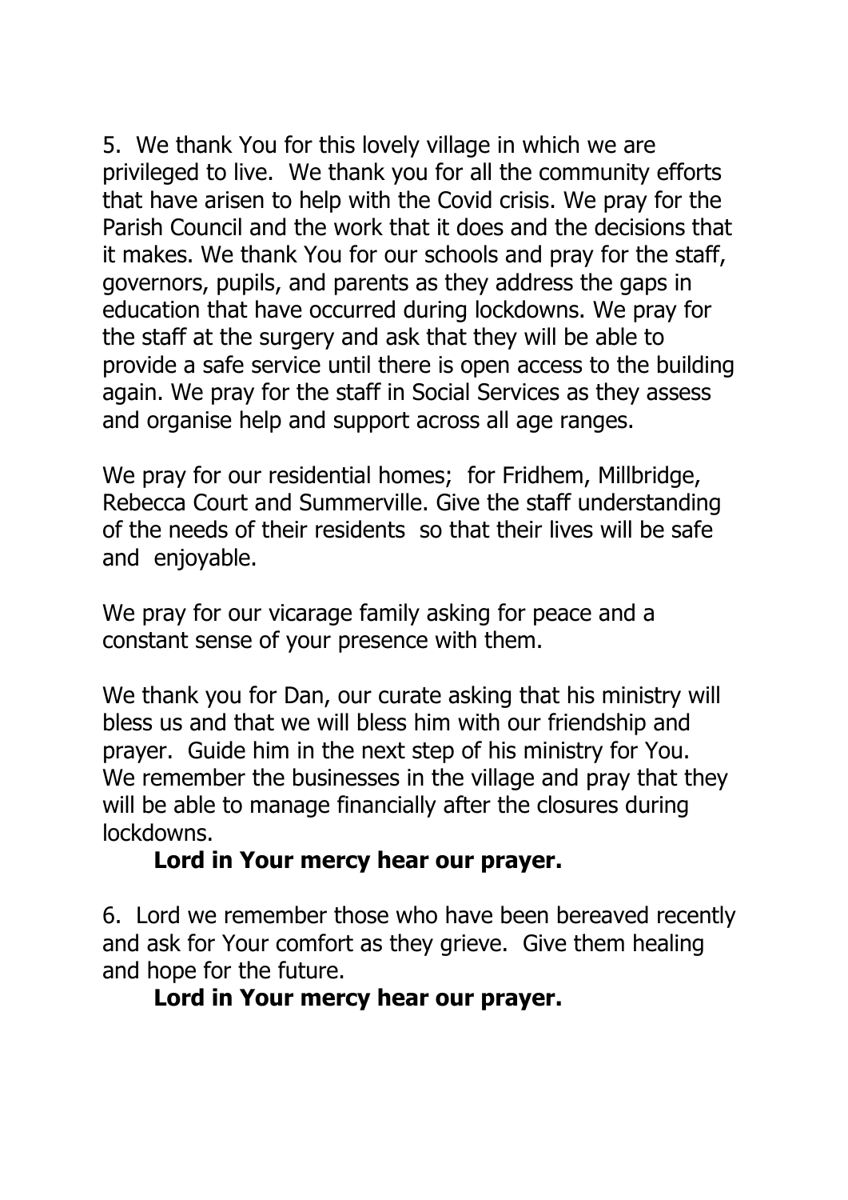5. We thank You for this lovely village in which we are privileged to live. We thank you for all the community efforts that have arisen to help with the Covid crisis. We pray for the Parish Council and the work that it does and the decisions that it makes. We thank You for our schools and pray for the staff, governors, pupils, and parents as they address the gaps in education that have occurred during lockdowns. We pray for the staff at the surgery and ask that they will be able to provide a safe service until there is open access to the building again. We pray for the staff in Social Services as they assess and organise help and support across all age ranges.

We pray for our residential homes; for Fridhem, Millbridge, Rebecca Court and Summerville. Give the staff understanding of the needs of their residents so that their lives will be safe and enjoyable.

We pray for our vicarage family asking for peace and a constant sense of your presence with them.

We thank you for Dan, our curate asking that his ministry will bless us and that we will bless him with our friendship and prayer. Guide him in the next step of his ministry for You. We remember the businesses in the village and pray that they will be able to manage financially after the closures during lockdowns.

**Lord in Your mercy hear our prayer.**

6. Lord we remember those who have been bereaved recently and ask for Your comfort as they grieve. Give them healing and hope for the future.

**Lord in Your mercy hear our prayer.**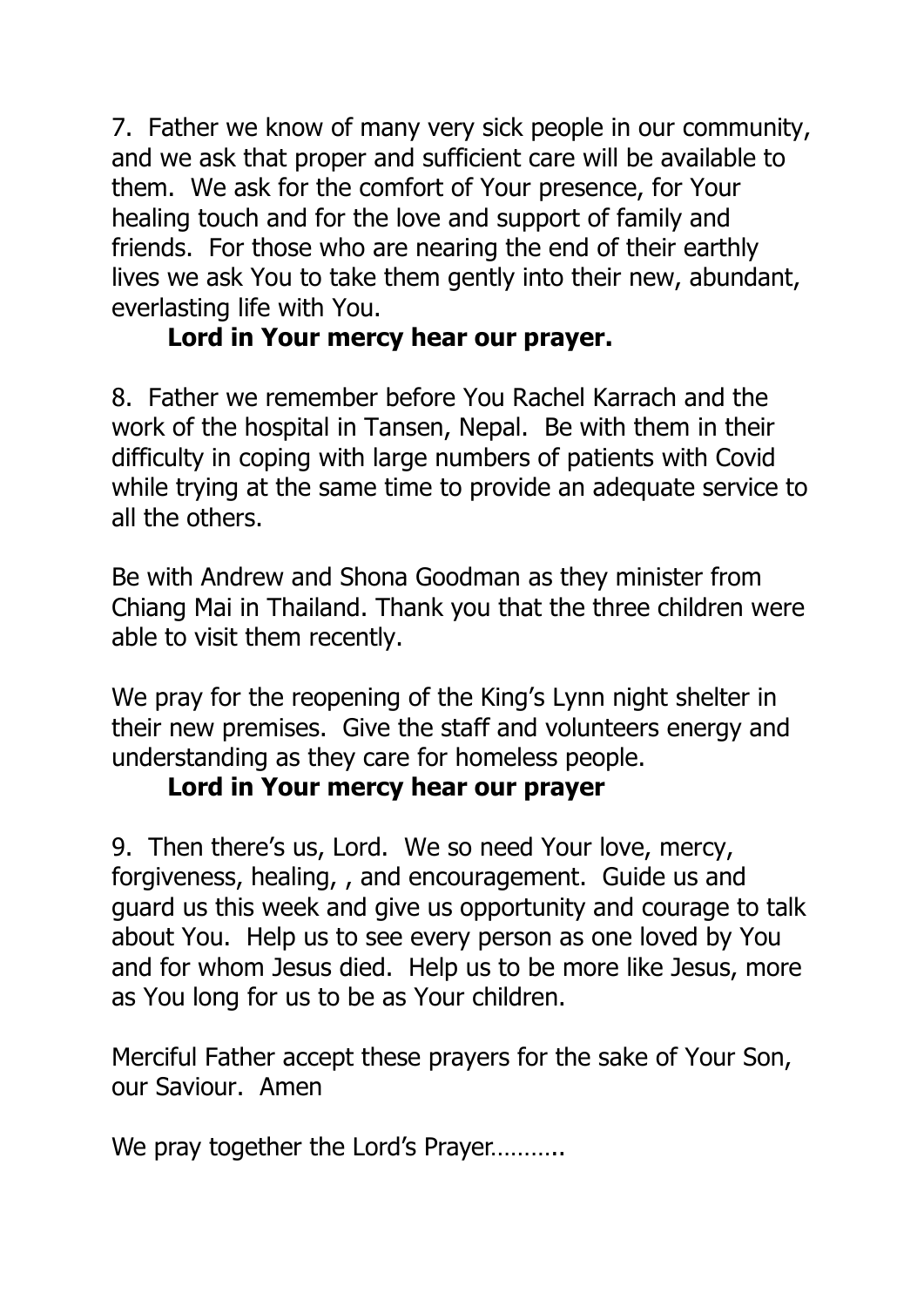7. Father we know of many very sick people in our community, and we ask that proper and sufficient care will be available to them. We ask for the comfort of Your presence, for Your healing touch and for the love and support of family and friends. For those who are nearing the end of their earthly lives we ask You to take them gently into their new, abundant, everlasting life with You.

**Lord in Your mercy hear our prayer.**

8. Father we remember before You Rachel Karrach and the work of the hospital in Tansen, Nepal. Be with them in their difficulty in coping with large numbers of patients with Covid while trying at the same time to provide an adequate service to all the others.

Be with Andrew and Shona Goodman as they minister from Chiang Mai in Thailand. Thank you that the three children were able to visit them recently.

We pray for the reopening of the King's Lynn night shelter in their new premises. Give the staff and volunteers energy and understanding as they care for homeless people.

**Lord in Your mercy hear our prayer**

9. Then there's us, Lord. We so need Your love, mercy, forgiveness, healing, , and encouragement. Guide us and guard us this week and give us opportunity and courage to talk about You. Help us to see every person as one loved by You and for whom Jesus died. Help us to be more like Jesus, more as You long for us to be as Your children.

Merciful Father accept these prayers for the sake of Your Son, our Saviour. Amen

We pray together the Lord's Prayer………..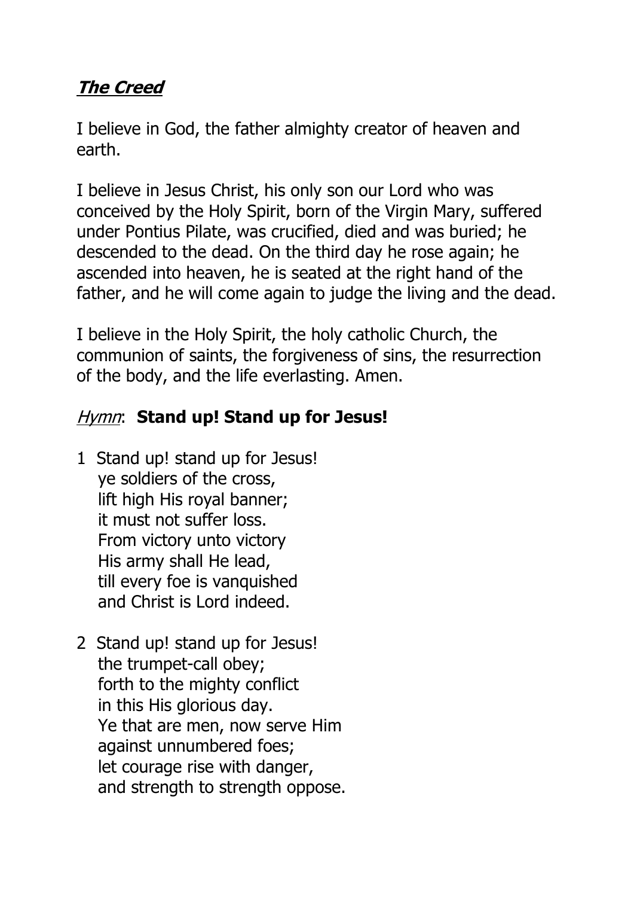## ***The Creed***

I believe in God, the father almighty creator of heaven and earth.

I believe in Jesus Christ, his only son our Lord who was conceived by the Holy Spirit, born of the Virgin Mary, suffered under Pontius Pilate, was crucified, died and was buried; he descended to the dead. On the third day he rose again; he ascended into heaven, he is seated at the right hand of the father, and he will come again to judge the living and the dead.

I believe in the Holy Spirit, the holy catholic Church, the communion of saints, the forgiveness of sins, the resurrection of the body, and the life everlasting. Amen.

### *Hymn*: **Stand up! Stand up for Jesus!**

1 Stand up! stand up for Jesus!
ye soldiers of the cross,
lift high His royal banner;
it must not suffer loss.
From victory unto victory
His army shall He lead,
till every foe is vanquished
and Christ is Lord indeed.

2 Stand up! stand up for Jesus!
the trumpet-call obey;
forth to the mighty conflict
in this His glorious day.
Ye that are men, now serve Him
against unnumbered foes;
let courage rise with danger,
and strength to strength oppose.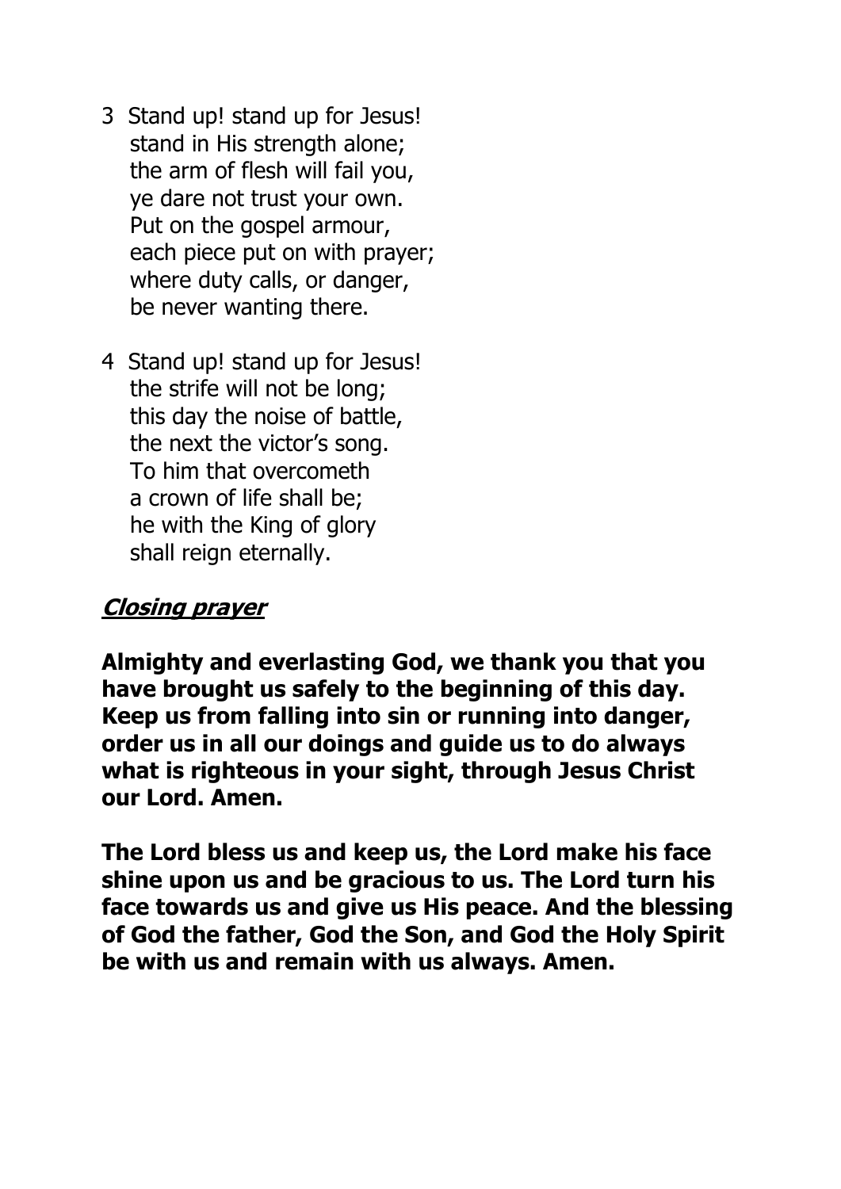3 Stand up! stand up for Jesus!
stand in His strength alone;
the arm of flesh will fail you,
ye dare not trust your own.
Put on the gospel armour,
each piece put on with prayer;
where duty calls, or danger,
be never wanting there.

4 Stand up! stand up for Jesus!
the strife will not be long;
this day the noise of battle,
the next the victor's song.
To him that overcometh
a crown of life shall be;
he with the King of glory
shall reign eternally.

***Closing prayer***

**Almighty and everlasting God, we thank you that you have brought us safely to the beginning of this day. Keep us from falling into sin or running into danger, order us in all our doings and guide us to do always what is righteous in your sight, through Jesus Christ our Lord. Amen.**

**The Lord bless us and keep us, the Lord make his face shine upon us and be gracious to us. The Lord turn his face towards us and give us His peace. And the blessing of God the father, God the Son, and God the Holy Spirit be with us and remain with us always. Amen.**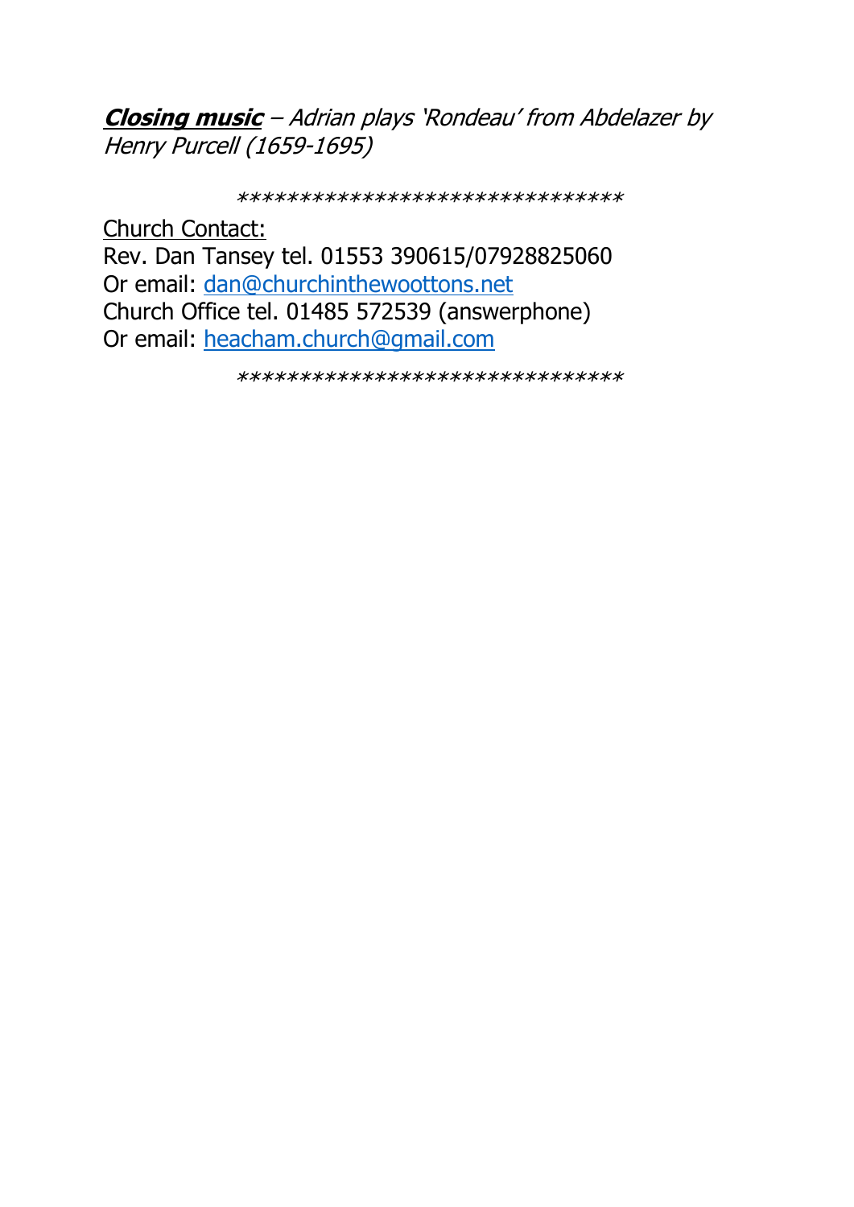***Closing music*** – *Adrian plays 'Rondeau' from Abdelazer by Henry Purcell (1659-1695)*

*******************************

Church Contact:
Rev. Dan Tansey tel. 01553 390615/07928825060
Or email: dan@churchinthewoottons.net
Church Office tel. 01485 572539 (answerphone)
Or email: heacham.church@gmail.com

*******************************